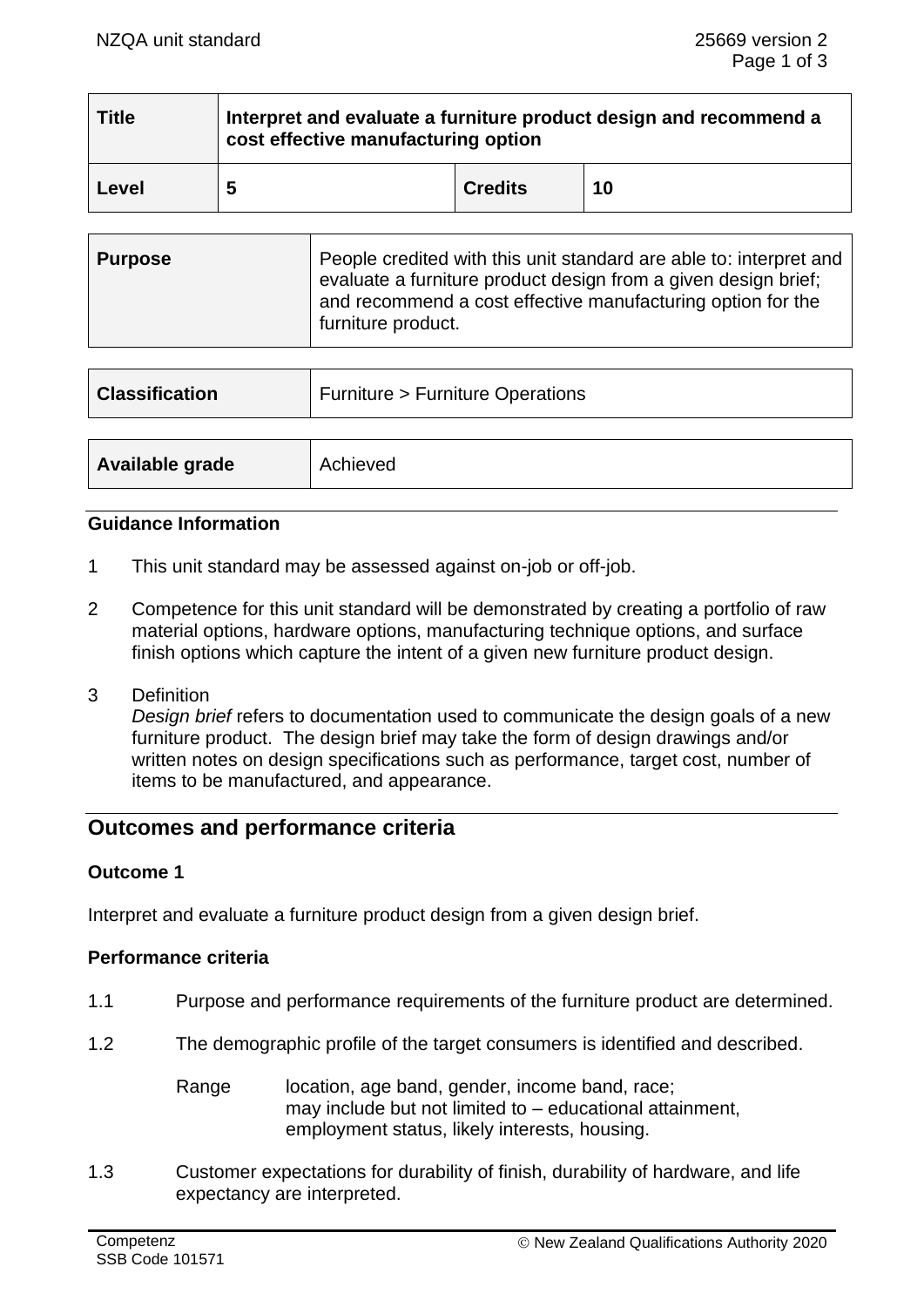| Title | Interpret and evaluate a furniture product design and recommend a cost effective manufacturing option | | |
|---|---|---|---|
| Level | 5 | Credits | 10 |

| Purpose | People credited with this unit standard are able to: interpret and evaluate a furniture product design from a given design brief; and recommend a cost effective manufacturing option for the furniture product. |
|---|---|

| Classification | Furniture > Furniture Operations |
|---|---|

| Available grade | Achieved |
|---|---|

### Guidance Information

1 This unit standard may be assessed against on-job or off-job.

2 Competence for this unit standard will be demonstrated by creating a portfolio of raw material options, hardware options, manufacturing technique options, and surface finish options which capture the intent of a given new furniture product design.

3 Definition
*Design brief* refers to documentation used to communicate the design goals of a new furniture product. The design brief may take the form of design drawings and/or written notes on design specifications such as performance, target cost, number of items to be manufactured, and appearance.

## Outcomes and performance criteria

### Outcome 1

Interpret and evaluate a furniture product design from a given design brief.

### Performance criteria

1.1 Purpose and performance requirements of the furniture product are determined.

1.2 The demographic profile of the target consumers is identified and described.

Range location, age band, gender, income band, race;
may include but not limited to – educational attainment, employment status, likely interests, housing.

1.3 Customer expectations for durability of finish, durability of hardware, and life expectancy are interpreted.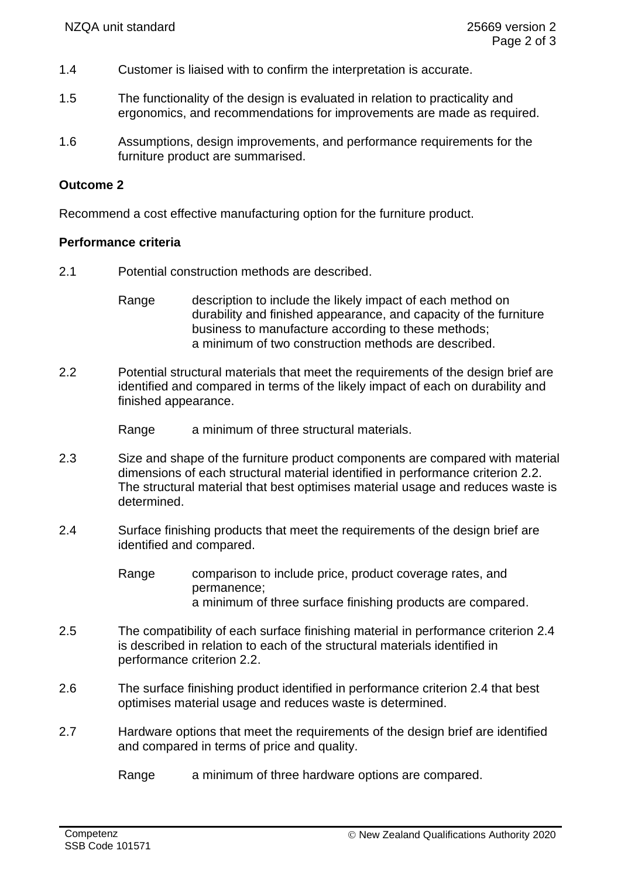1.4 Customer is liaised with to confirm the interpretation is accurate.

1.5 The functionality of the design is evaluated in relation to practicality and ergonomics, and recommendations for improvements are made as required.

1.6 Assumptions, design improvements, and performance requirements for the furniture product are summarised.

**Outcome 2**

Recommend a cost effective manufacturing option for the furniture product.

**Performance criteria**

2.1 Potential construction methods are described.

Range description to include the likely impact of each method on durability and finished appearance, and capacity of the furniture business to manufacture according to these methods;
a minimum of two construction methods are described.

2.2 Potential structural materials that meet the requirements of the design brief are identified and compared in terms of the likely impact of each on durability and finished appearance.

Range a minimum of three structural materials.

2.3 Size and shape of the furniture product components are compared with material dimensions of each structural material identified in performance criterion 2.2. The structural material that best optimises material usage and reduces waste is determined.

2.4 Surface finishing products that meet the requirements of the design brief are identified and compared.

Range comparison to include price, product coverage rates, and permanence;
a minimum of three surface finishing products are compared.

2.5 The compatibility of each surface finishing material in performance criterion 2.4 is described in relation to each of the structural materials identified in performance criterion 2.2.

2.6 The surface finishing product identified in performance criterion 2.4 that best optimises material usage and reduces waste is determined.

2.7 Hardware options that meet the requirements of the design brief are identified and compared in terms of price and quality.

Range a minimum of three hardware options are compared.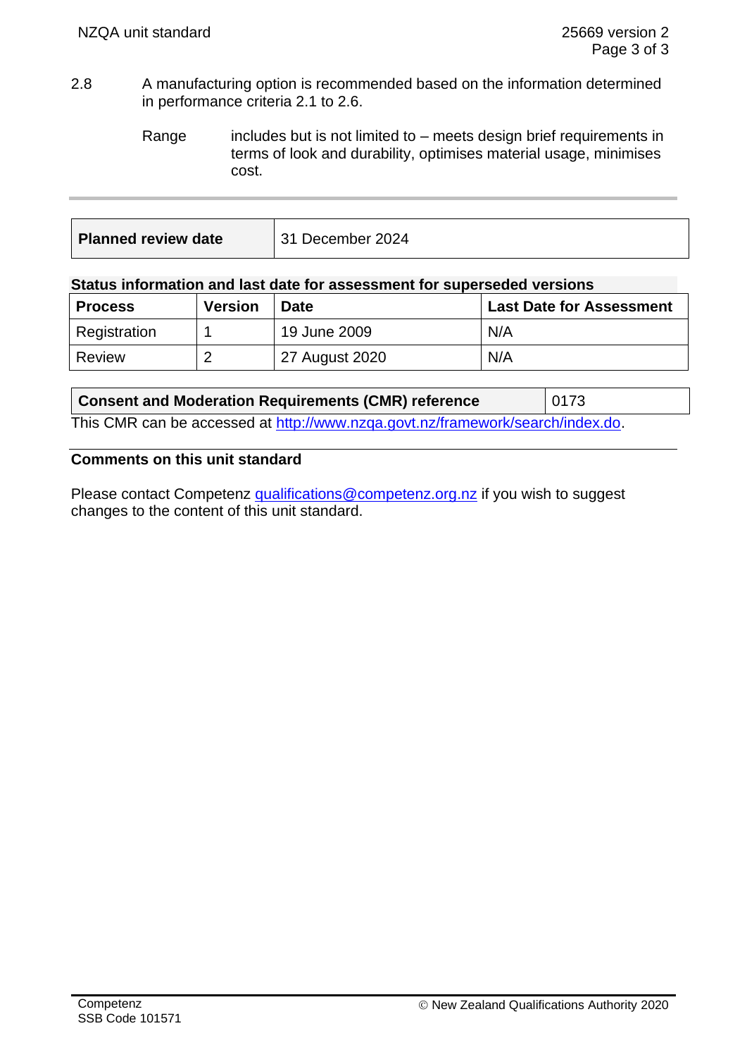2.8 A manufacturing option is recommended based on the information determined in performance criteria 2.1 to 2.6.

Range includes but is not limited to – meets design brief requirements in terms of look and durability, optimises material usage, minimises cost.

| | |
|---|---|
| **Planned review date** | 31 December 2024 |

**Status information and last date for assessment for superseded versions**

| Process | Version | Date | Last Date for Assessment |
|---|---|---|---|
| Registration | 1 | 19 June 2009 | N/A |
| Review | 2 | 27 August 2020 | N/A |

| | |
|---|---|
| **Consent and Moderation Requirements (CMR) reference** | 0173 |

This CMR can be accessed at http://www.nzqa.govt.nz/framework/search/index.do.

**Comments on this unit standard**

Please contact Competenz qualifications@competenz.org.nz if you wish to suggest changes to the content of this unit standard.